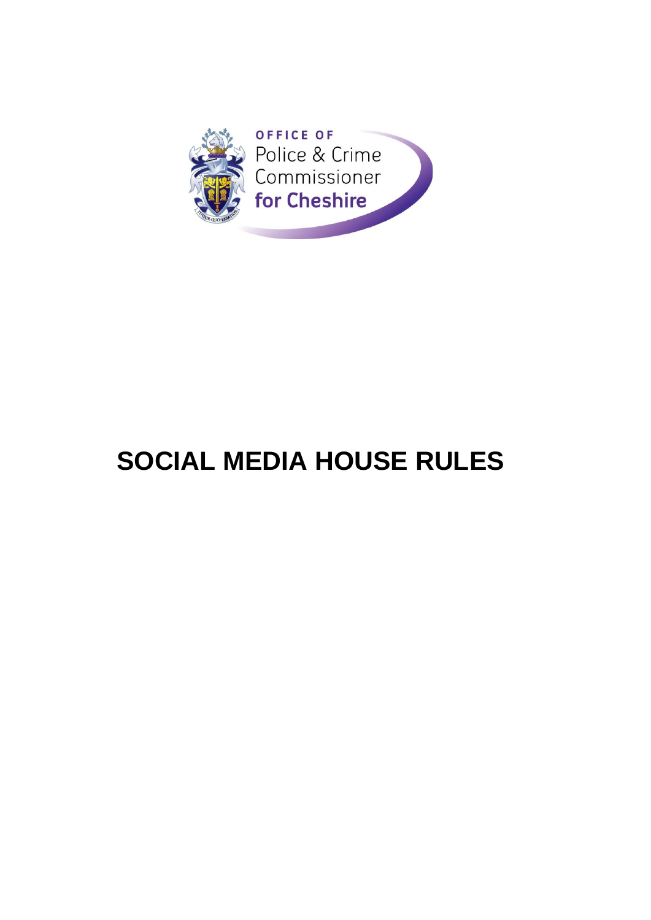OFFICE OF
Police & Crime
Commissioner
for Cheshire

# SOCIAL MEDIA HOUSE RULES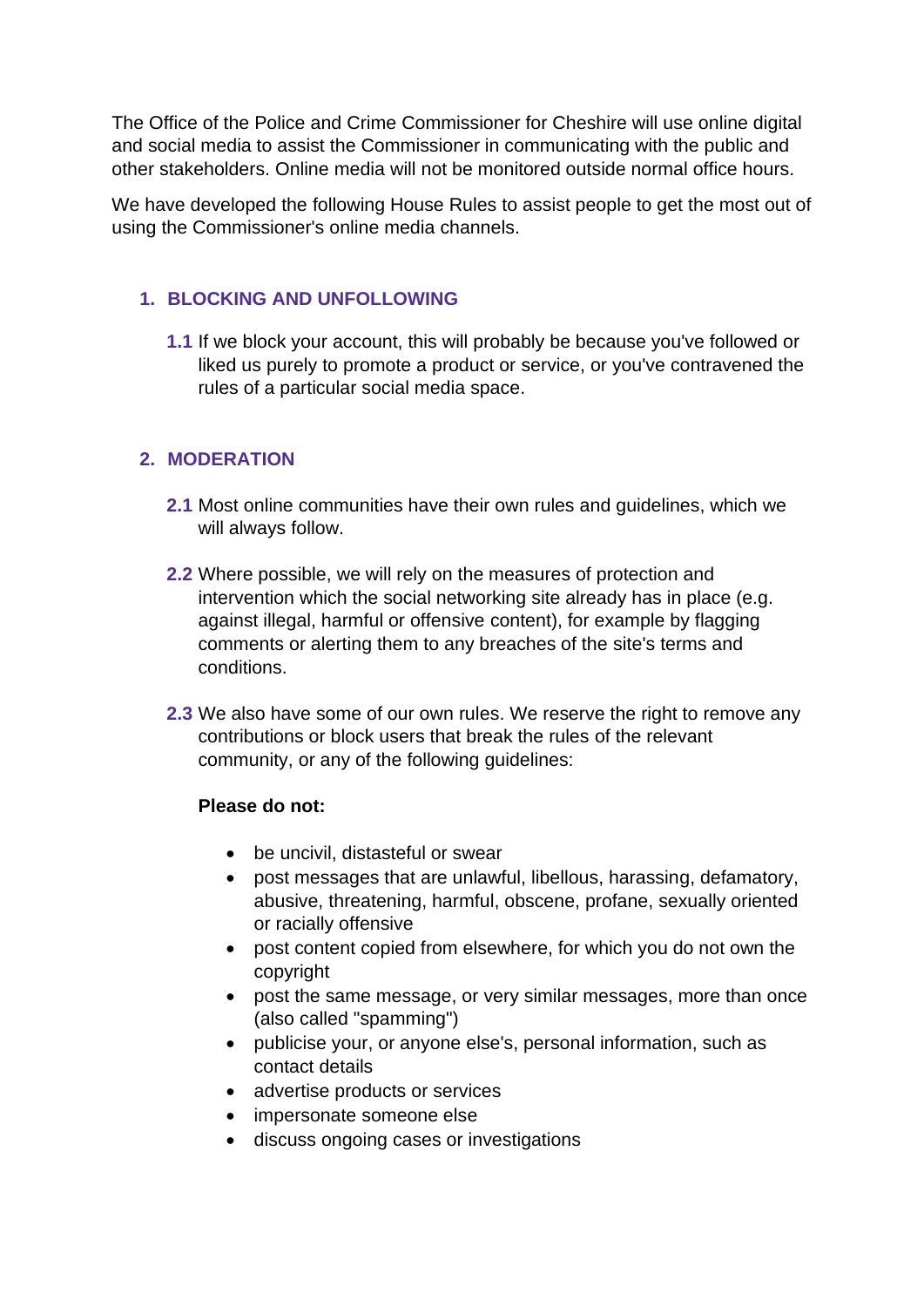The Office of the Police and Crime Commissioner for Cheshire will use online digital and social media to assist the Commissioner in communicating with the public and other stakeholders. Online media will not be monitored outside normal office hours.

We have developed the following House Rules to assist people to get the most out of using the Commissioner's online media channels.

## 1. BLOCKING AND UNFOLLOWING

**1.1** If we block your account, this will probably be because you've followed or liked us purely to promote a product or service, or you've contravened the rules of a particular social media space.

## 2. MODERATION

**2.1** Most online communities have their own rules and guidelines, which we will always follow.

**2.2** Where possible, we will rely on the measures of protection and intervention which the social networking site already has in place (e.g. against illegal, harmful or offensive content), for example by flagging comments or alerting them to any breaches of the site's terms and conditions.

**2.3** We also have some of our own rules. We reserve the right to remove any contributions or block users that break the rules of the relevant community, or any of the following guidelines:

**Please do not:**

- be uncivil, distasteful or swear
- post messages that are unlawful, libellous, harassing, defamatory, abusive, threatening, harmful, obscene, profane, sexually oriented or racially offensive
- post content copied from elsewhere, for which you do not own the copyright
- post the same message, or very similar messages, more than once (also called "spamming")
- publicise your, or anyone else's, personal information, such as contact details
- advertise products or services
- impersonate someone else
- discuss ongoing cases or investigations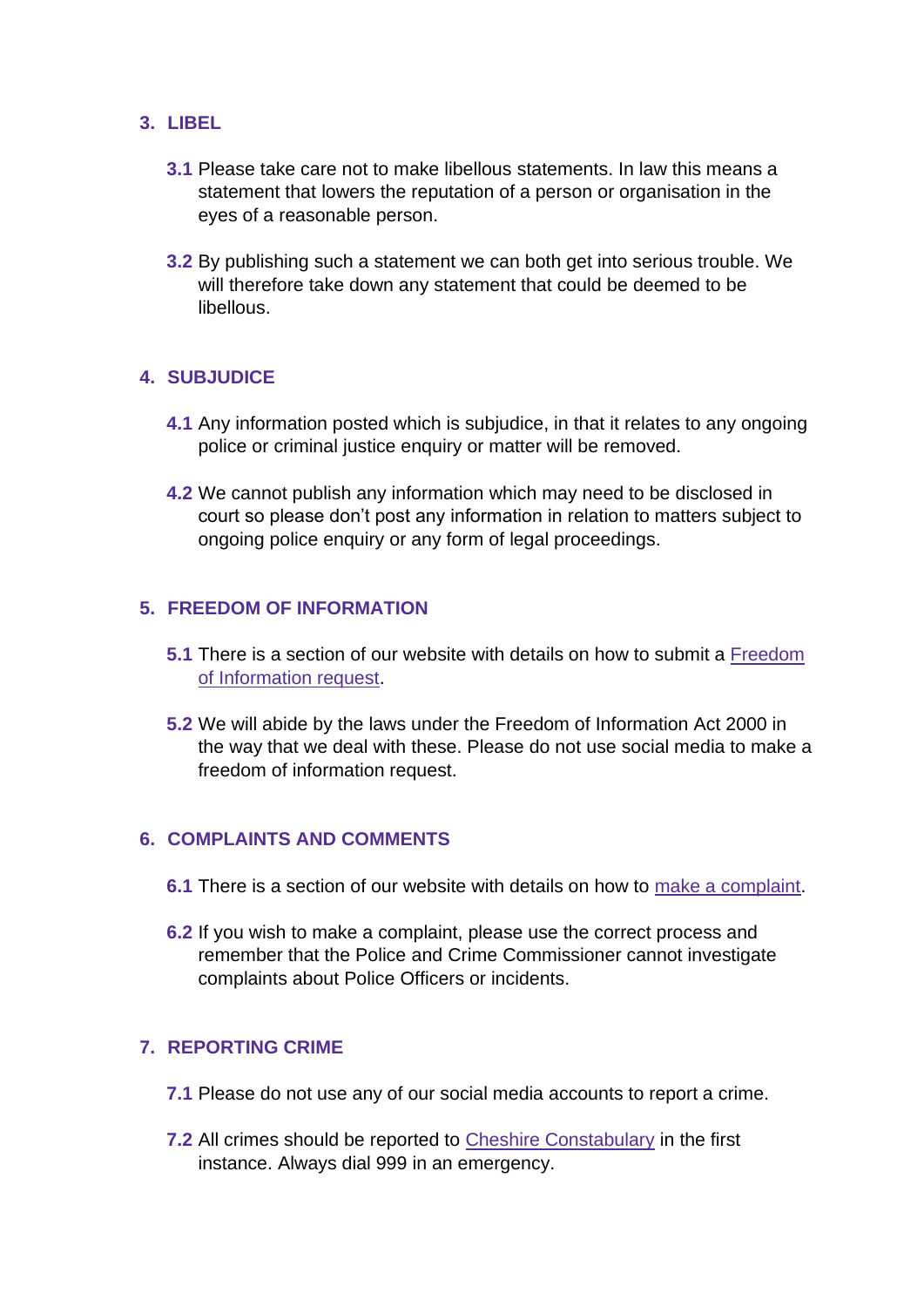## 3. LIBEL

**3.1** Please take care not to make libellous statements. In law this means a statement that lowers the reputation of a person or organisation in the eyes of a reasonable person.

**3.2** By publishing such a statement we can both get into serious trouble. We will therefore take down any statement that could be deemed to be libellous.

## 4. SUBJUDICE

**4.1** Any information posted which is subjudice, in that it relates to any ongoing police or criminal justice enquiry or matter will be removed.

**4.2** We cannot publish any information which may need to be disclosed in court so please don't post any information in relation to matters subject to ongoing police enquiry or any form of legal proceedings.

## 5. FREEDOM OF INFORMATION

**5.1** There is a section of our website with details on how to submit a Freedom of Information request.

**5.2** We will abide by the laws under the Freedom of Information Act 2000 in the way that we deal with these. Please do not use social media to make a freedom of information request.

## 6. COMPLAINTS AND COMMENTS

**6.1** There is a section of our website with details on how to make a complaint.

**6.2** If you wish to make a complaint, please use the correct process and remember that the Police and Crime Commissioner cannot investigate complaints about Police Officers or incidents.

## 7. REPORTING CRIME

**7.1** Please do not use any of our social media accounts to report a crime.

**7.2** All crimes should be reported to Cheshire Constabulary in the first instance. Always dial 999 in an emergency.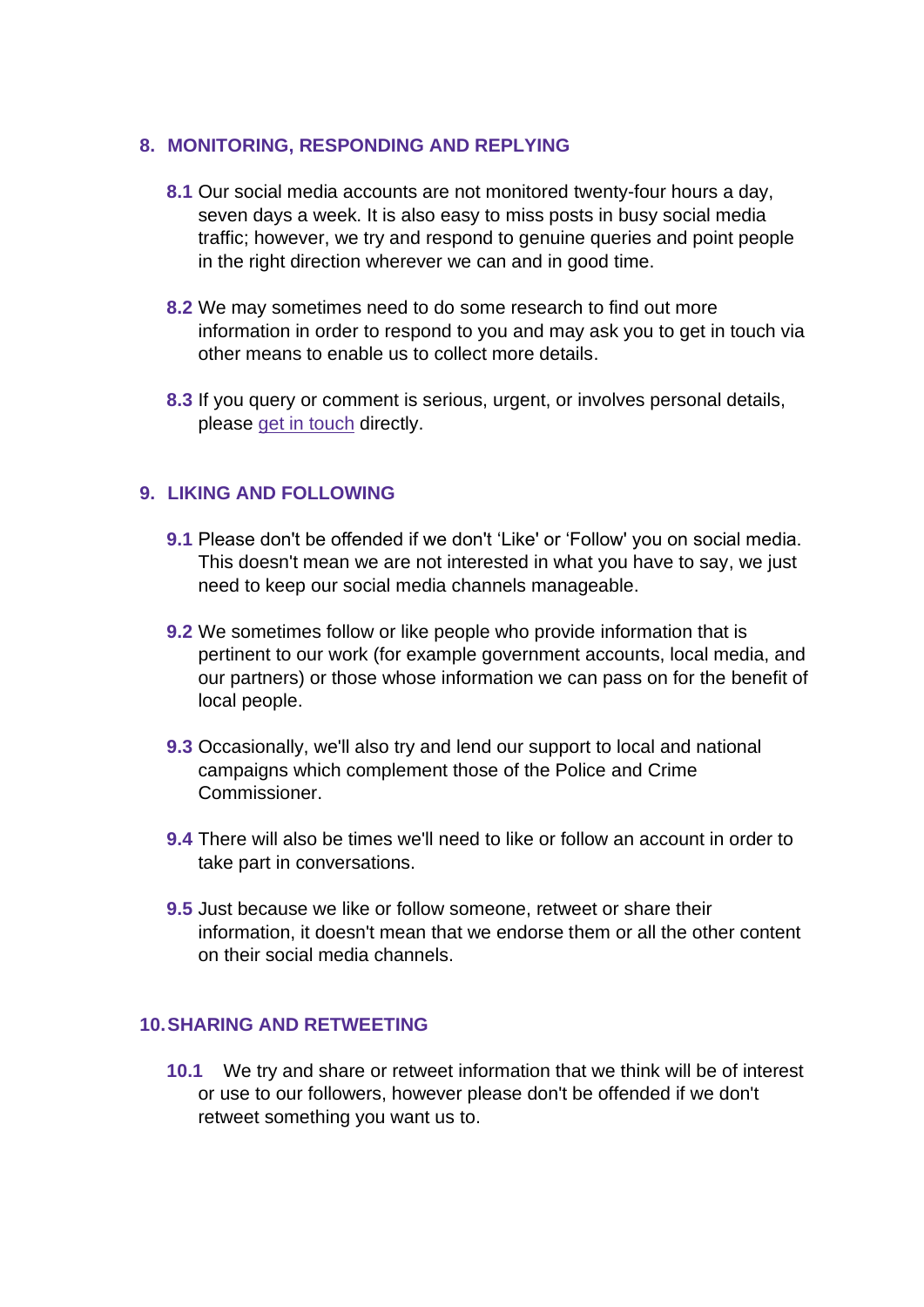## 8. MONITORING, RESPONDING AND REPLYING

**8.1** Our social media accounts are not monitored twenty-four hours a day, seven days a week. It is also easy to miss posts in busy social media traffic; however, we try and respond to genuine queries and point people in the right direction wherever we can and in good time.

**8.2** We may sometimes need to do some research to find out more information in order to respond to you and may ask you to get in touch via other means to enable us to collect more details.

**8.3** If you query or comment is serious, urgent, or involves personal details, please get in touch directly.

## 9. LIKING AND FOLLOWING

**9.1** Please don't be offended if we don't 'Like' or 'Follow' you on social media. This doesn't mean we are not interested in what you have to say, we just need to keep our social media channels manageable.

**9.2** We sometimes follow or like people who provide information that is pertinent to our work (for example government accounts, local media, and our partners) or those whose information we can pass on for the benefit of local people.

**9.3** Occasionally, we'll also try and lend our support to local and national campaigns which complement those of the Police and Crime Commissioner.

**9.4** There will also be times we'll need to like or follow an account in order to take part in conversations.

**9.5** Just because we like or follow someone, retweet or share their information, it doesn't mean that we endorse them or all the other content on their social media channels.

## 10. SHARING AND RETWEETING

**10.1** We try and share or retweet information that we think will be of interest or use to our followers, however please don't be offended if we don't retweet something you want us to.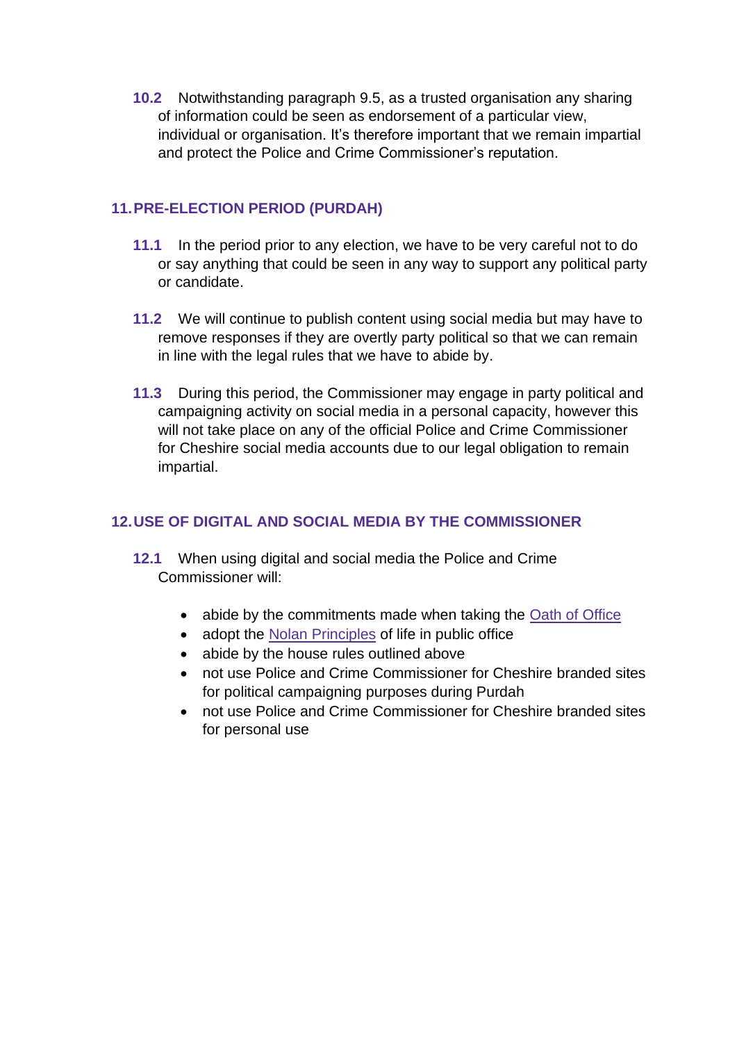**10.2** Notwithstanding paragraph 9.5, as a trusted organisation any sharing of information could be seen as endorsement of a particular view, individual or organisation. It's therefore important that we remain impartial and protect the Police and Crime Commissioner's reputation.

## 11. PRE-ELECTION PERIOD (PURDAH)

**11.1** In the period prior to any election, we have to be very careful not to do or say anything that could be seen in any way to support any political party or candidate.

**11.2** We will continue to publish content using social media but may have to remove responses if they are overtly party political so that we can remain in line with the legal rules that we have to abide by.

**11.3** During this period, the Commissioner may engage in party political and campaigning activity on social media in a personal capacity, however this will not take place on any of the official Police and Crime Commissioner for Cheshire social media accounts due to our legal obligation to remain impartial.

## 12. USE OF DIGITAL AND SOCIAL MEDIA BY THE COMMISSIONER

**12.1** When using digital and social media the Police and Crime Commissioner will:

- abide by the commitments made when taking the Oath of Office
- adopt the Nolan Principles of life in public office
- abide by the house rules outlined above
- not use Police and Crime Commissioner for Cheshire branded sites for political campaigning purposes during Purdah
- not use Police and Crime Commissioner for Cheshire branded sites for personal use